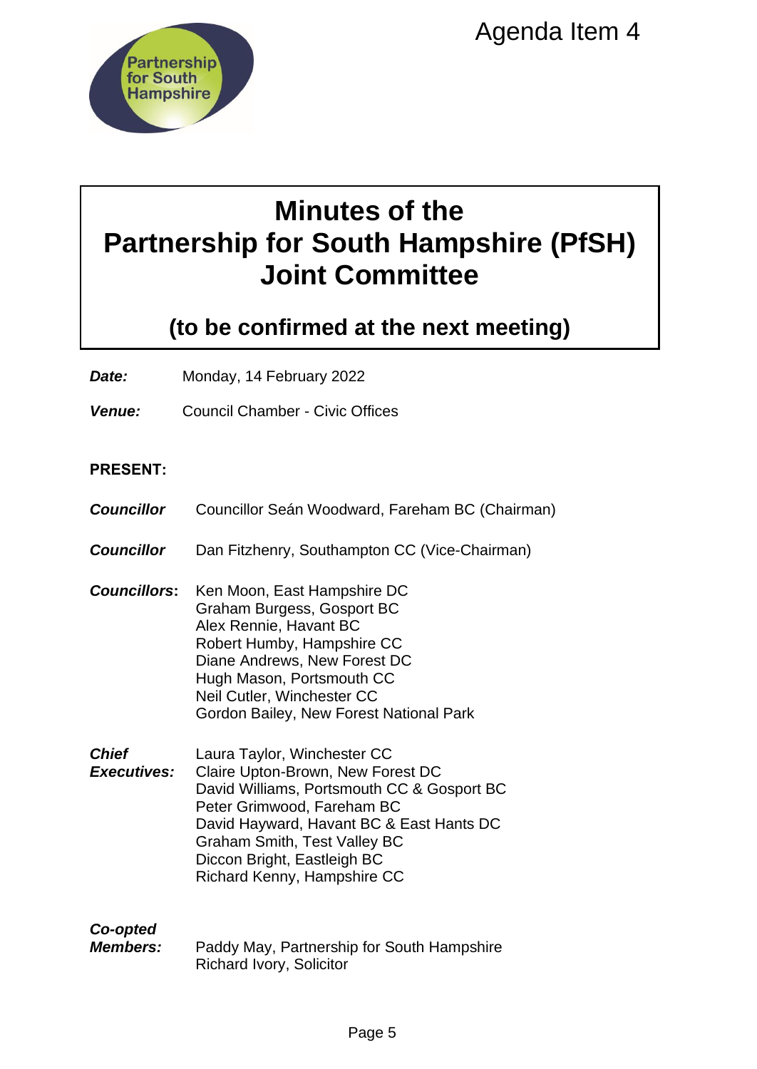Agenda Item 4

Partnership for South Hampshire

# Minutes of the Partnership for South Hampshire (PfSH) Joint Committee

## (to be confirmed at the next meeting)

***Date:*** Monday, 14 February 2022

***Venue:*** Council Chamber - Civic Offices

**PRESENT:**

***Councillor*** Councillor Seán Woodward, Fareham BC (Chairman)

***Councillor*** Dan Fitzhenry, Southampton CC (Vice-Chairman)

***Councillors*****:** Ken Moon, East Hampshire DC
Graham Burgess, Gosport BC
Alex Rennie, Havant BC
Robert Humby, Hampshire CC
Diane Andrews, New Forest DC
Hugh Mason, Portsmouth CC
Neil Cutler, Winchester CC
Gordon Bailey, New Forest National Park

***Chief Executives:*** Laura Taylor, Winchester CC
Claire Upton-Brown, New Forest DC
David Williams, Portsmouth CC & Gosport BC
Peter Grimwood, Fareham BC
David Hayward, Havant BC & East Hants DC
Graham Smith, Test Valley BC
Diccon Bright, Eastleigh BC
Richard Kenny, Hampshire CC

***Co-opted Members:*** Paddy May, Partnership for South Hampshire
Richard Ivory, Solicitor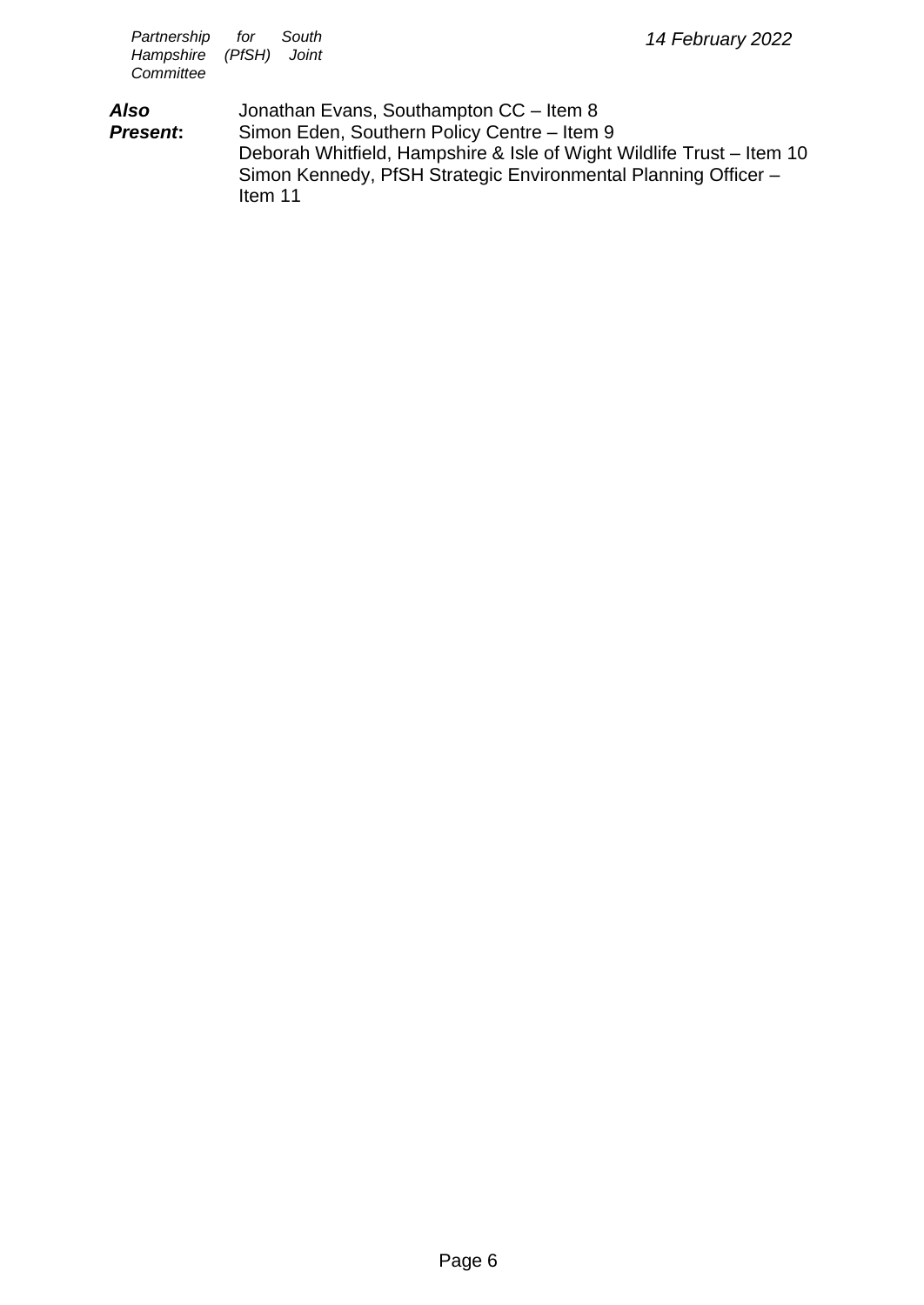***Also Present*:** Jonathan Evans, Southampton CC – Item 8
Simon Eden, Southern Policy Centre – Item 9
Deborah Whitfield, Hampshire & Isle of Wight Wildlife Trust – Item 10
Simon Kennedy, PfSH Strategic Environmental Planning Officer – Item 11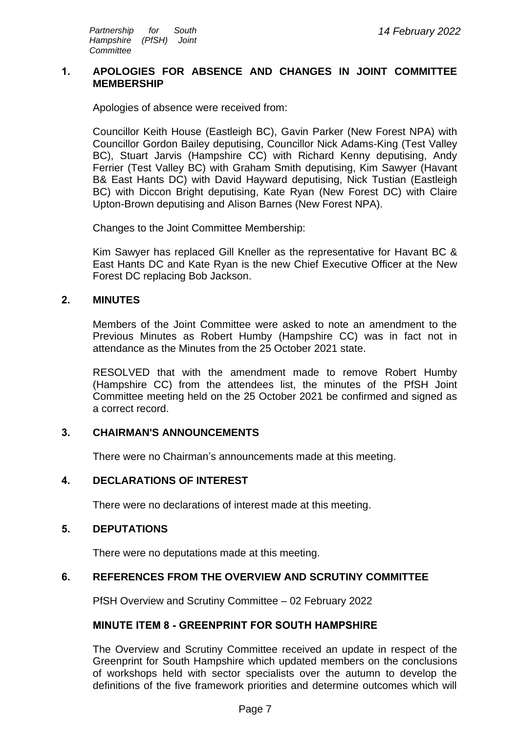## 1. APOLOGIES FOR ABSENCE AND CHANGES IN JOINT COMMITTEE MEMBERSHIP

Apologies of absence were received from:

Councillor Keith House (Eastleigh BC), Gavin Parker (New Forest NPA) with Councillor Gordon Bailey deputising, Councillor Nick Adams-King (Test Valley BC), Stuart Jarvis (Hampshire CC) with Richard Kenny deputising, Andy Ferrier (Test Valley BC) with Graham Smith deputising, Kim Sawyer (Havant B& East Hants DC) with David Hayward deputising, Nick Tustian (Eastleigh BC) with Diccon Bright deputising, Kate Ryan (New Forest DC) with Claire Upton-Brown deputising and Alison Barnes (New Forest NPA).

Changes to the Joint Committee Membership:

Kim Sawyer has replaced Gill Kneller as the representative for Havant BC & East Hants DC and Kate Ryan is the new Chief Executive Officer at the New Forest DC replacing Bob Jackson.

## 2. MINUTES

Members of the Joint Committee were asked to note an amendment to the Previous Minutes as Robert Humby (Hampshire CC) was in fact not in attendance as the Minutes from the 25 October 2021 state.

RESOLVED that with the amendment made to remove Robert Humby (Hampshire CC) from the attendees list, the minutes of the PfSH Joint Committee meeting held on the 25 October 2021 be confirmed and signed as a correct record.

## 3. CHAIRMAN'S ANNOUNCEMENTS

There were no Chairman's announcements made at this meeting.

## 4. DECLARATIONS OF INTEREST

There were no declarations of interest made at this meeting.

## 5. DEPUTATIONS

There were no deputations made at this meeting.

## 6. REFERENCES FROM THE OVERVIEW AND SCRUTINY COMMITTEE

PfSH Overview and Scrutiny Committee – 02 February 2022

### MINUTE ITEM 8 - GREENPRINT FOR SOUTH HAMPSHIRE

The Overview and Scrutiny Committee received an update in respect of the Greenprint for South Hampshire which updated members on the conclusions of workshops held with sector specialists over the autumn to develop the definitions of the five framework priorities and determine outcomes which will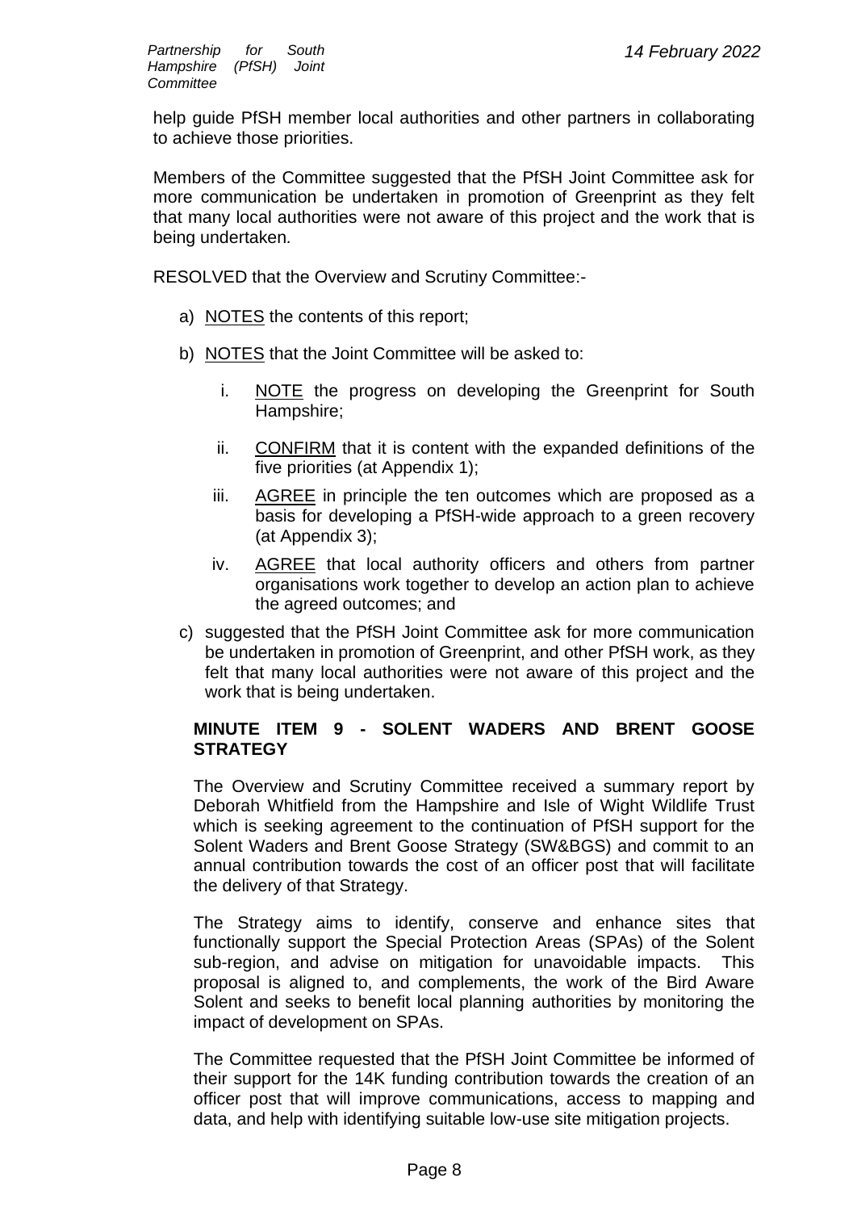help guide PfSH member local authorities and other partners in collaborating to achieve those priorities.

Members of the Committee suggested that the PfSH Joint Committee ask for more communication be undertaken in promotion of Greenprint as they felt that many local authorities were not aware of this project and the work that is being undertaken.

RESOLVED that the Overview and Scrutiny Committee:-

a) NOTES the contents of this report;

b) NOTES that the Joint Committee will be asked to:

   i. NOTE the progress on developing the Greenprint for South Hampshire;

   ii. CONFIRM that it is content with the expanded definitions of the five priorities (at Appendix 1);

   iii. AGREE in principle the ten outcomes which are proposed as a basis for developing a PfSH-wide approach to a green recovery (at Appendix 3);

   iv. AGREE that local authority officers and others from partner organisations work together to develop an action plan to achieve the agreed outcomes; and

c) suggested that the PfSH Joint Committee ask for more communication be undertaken in promotion of Greenprint, and other PfSH work, as they felt that many local authorities were not aware of this project and the work that is being undertaken.

**MINUTE ITEM 9 - SOLENT WADERS AND BRENT GOOSE STRATEGY**

The Overview and Scrutiny Committee received a summary report by Deborah Whitfield from the Hampshire and Isle of Wight Wildlife Trust which is seeking agreement to the continuation of PfSH support for the Solent Waders and Brent Goose Strategy (SW&BGS) and commit to an annual contribution towards the cost of an officer post that will facilitate the delivery of that Strategy.

The Strategy aims to identify, conserve and enhance sites that functionally support the Special Protection Areas (SPAs) of the Solent sub-region, and advise on mitigation for unavoidable impacts. This proposal is aligned to, and complements, the work of the Bird Aware Solent and seeks to benefit local planning authorities by monitoring the impact of development on SPAs.

The Committee requested that the PfSH Joint Committee be informed of their support for the 14K funding contribution towards the creation of an officer post that will improve communications, access to mapping and data, and help with identifying suitable low-use site mitigation projects.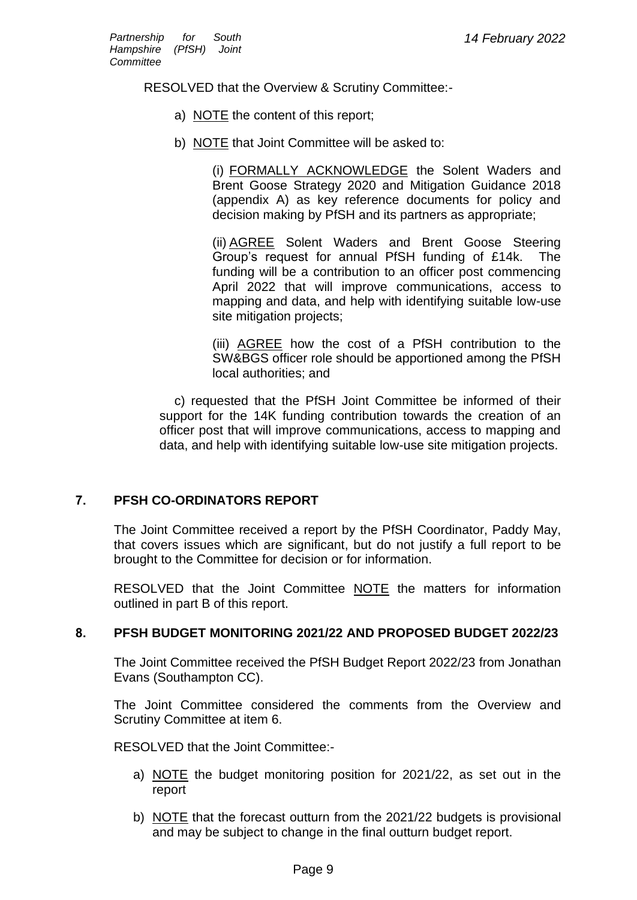RESOLVED that the Overview & Scrutiny Committee:-

a) NOTE the content of this report;

b) NOTE that Joint Committee will be asked to:

   (i) FORMALLY ACKNOWLEDGE the Solent Waders and Brent Goose Strategy 2020 and Mitigation Guidance 2018 (appendix A) as key reference documents for policy and decision making by PfSH and its partners as appropriate;

   (ii) AGREE Solent Waders and Brent Goose Steering Group's request for annual PfSH funding of £14k. The funding will be a contribution to an officer post commencing April 2022 that will improve communications, access to mapping and data, and help with identifying suitable low-use site mitigation projects;

   (iii) AGREE how the cost of a PfSH contribution to the SW&BGS officer role should be apportioned among the PfSH local authorities; and

c) requested that the PfSH Joint Committee be informed of their support for the 14K funding contribution towards the creation of an officer post that will improve communications, access to mapping and data, and help with identifying suitable low-use site mitigation projects.

## 7. PFSH CO-ORDINATORS REPORT

The Joint Committee received a report by the PfSH Coordinator, Paddy May, that covers issues which are significant, but do not justify a full report to be brought to the Committee for decision or for information.

RESOLVED that the Joint Committee NOTE the matters for information outlined in part B of this report.

## 8. PFSH BUDGET MONITORING 2021/22 AND PROPOSED BUDGET 2022/23

The Joint Committee received the PfSH Budget Report 2022/23 from Jonathan Evans (Southampton CC).

The Joint Committee considered the comments from the Overview and Scrutiny Committee at item 6.

RESOLVED that the Joint Committee:-

a) NOTE the budget monitoring position for 2021/22, as set out in the report

b) NOTE that the forecast outturn from the 2021/22 budgets is provisional and may be subject to change in the final outturn budget report.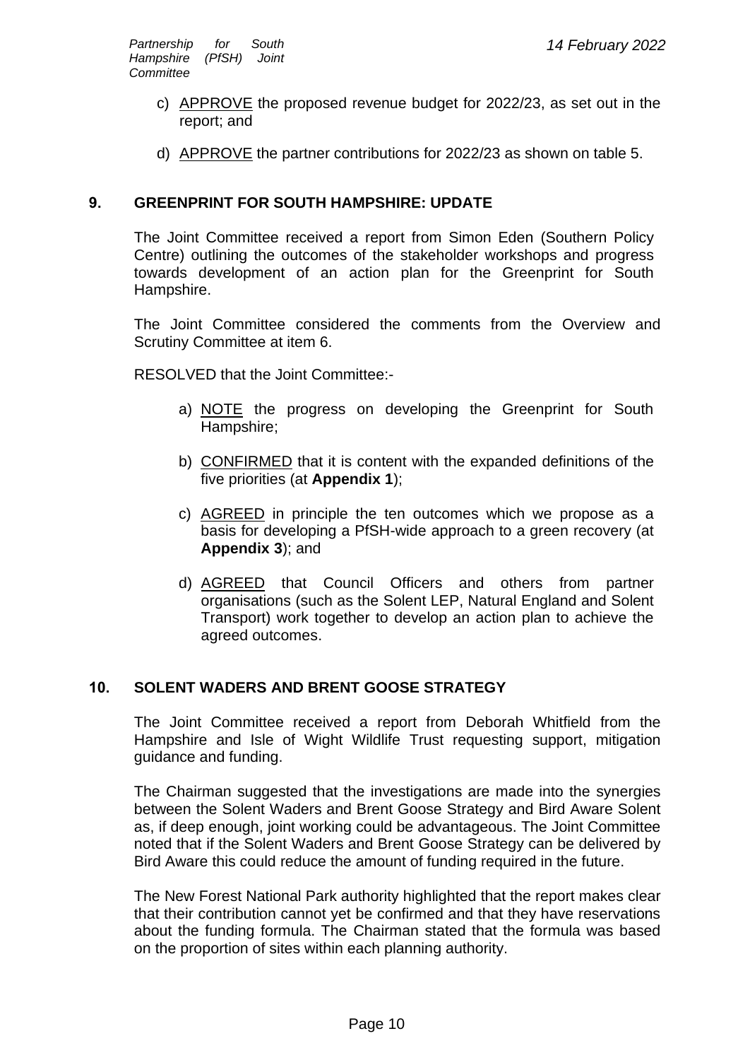c) APPROVE the proposed revenue budget for 2022/23, as set out in the report; and

d) APPROVE the partner contributions for 2022/23 as shown on table 5.

## 9. GREENPRINT FOR SOUTH HAMPSHIRE: UPDATE

The Joint Committee received a report from Simon Eden (Southern Policy Centre) outlining the outcomes of the stakeholder workshops and progress towards development of an action plan for the Greenprint for South Hampshire.

The Joint Committee considered the comments from the Overview and Scrutiny Committee at item 6.

RESOLVED that the Joint Committee:-

a) NOTE the progress on developing the Greenprint for South Hampshire;

b) CONFIRMED that it is content with the expanded definitions of the five priorities (at **Appendix 1**);

c) AGREED in principle the ten outcomes which we propose as a basis for developing a PfSH-wide approach to a green recovery (at **Appendix 3**); and

d) AGREED that Council Officers and others from partner organisations (such as the Solent LEP, Natural England and Solent Transport) work together to develop an action plan to achieve the agreed outcomes.

## 10. SOLENT WADERS AND BRENT GOOSE STRATEGY

The Joint Committee received a report from Deborah Whitfield from the Hampshire and Isle of Wight Wildlife Trust requesting support, mitigation guidance and funding.

The Chairman suggested that the investigations are made into the synergies between the Solent Waders and Brent Goose Strategy and Bird Aware Solent as, if deep enough, joint working could be advantageous. The Joint Committee noted that if the Solent Waders and Brent Goose Strategy can be delivered by Bird Aware this could reduce the amount of funding required in the future.

The New Forest National Park authority highlighted that the report makes clear that their contribution cannot yet be confirmed and that they have reservations about the funding formula. The Chairman stated that the formula was based on the proportion of sites within each planning authority.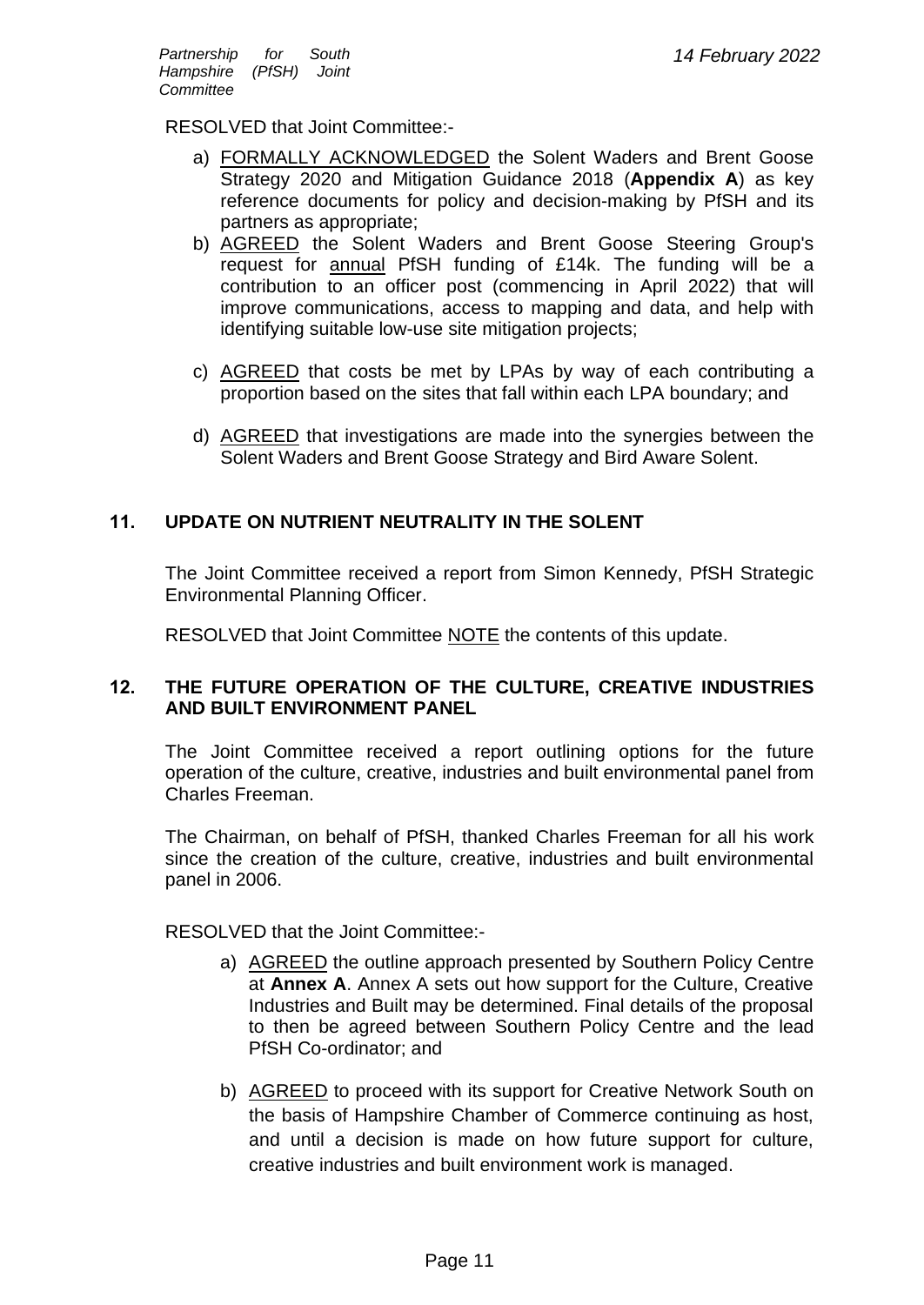RESOLVED that Joint Committee:-

a) FORMALLY ACKNOWLEDGED the Solent Waders and Brent Goose Strategy 2020 and Mitigation Guidance 2018 (**Appendix A**) as key reference documents for policy and decision-making by PfSH and its partners as appropriate;

b) AGREED the Solent Waders and Brent Goose Steering Group's request for annual PfSH funding of £14k. The funding will be a contribution to an officer post (commencing in April 2022) that will improve communications, access to mapping and data, and help with identifying suitable low-use site mitigation projects;

c) AGREED that costs be met by LPAs by way of each contributing a proportion based on the sites that fall within each LPA boundary; and

d) AGREED that investigations are made into the synergies between the Solent Waders and Brent Goose Strategy and Bird Aware Solent.

## 11. UPDATE ON NUTRIENT NEUTRALITY IN THE SOLENT

The Joint Committee received a report from Simon Kennedy, PfSH Strategic Environmental Planning Officer.

RESOLVED that Joint Committee NOTE the contents of this update.

## 12. THE FUTURE OPERATION OF THE CULTURE, CREATIVE INDUSTRIES AND BUILT ENVIRONMENT PANEL

The Joint Committee received a report outlining options for the future operation of the culture, creative, industries and built environmental panel from Charles Freeman.

The Chairman, on behalf of PfSH, thanked Charles Freeman for all his work since the creation of the culture, creative, industries and built environmental panel in 2006.

RESOLVED that the Joint Committee:-

a) AGREED the outline approach presented by Southern Policy Centre at **Annex A**. Annex A sets out how support for the Culture, Creative Industries and Built may be determined. Final details of the proposal to then be agreed between Southern Policy Centre and the lead PfSH Co-ordinator; and

b) AGREED to proceed with its support for Creative Network South on the basis of Hampshire Chamber of Commerce continuing as host, and until a decision is made on how future support for culture, creative industries and built environment work is managed.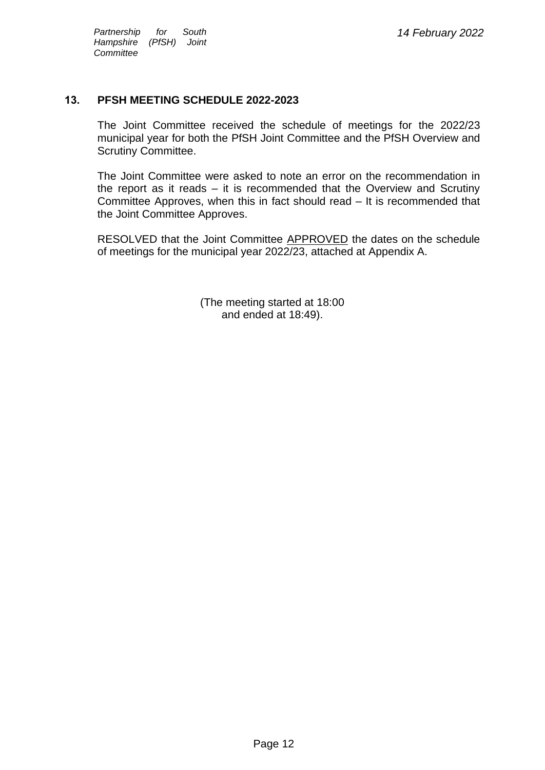## 13. PFSH MEETING SCHEDULE 2022-2023

The Joint Committee received the schedule of meetings for the 2022/23 municipal year for both the PfSH Joint Committee and the PfSH Overview and Scrutiny Committee.

The Joint Committee were asked to note an error on the recommendation in the report as it reads – it is recommended that the Overview and Scrutiny Committee Approves, when this in fact should read – It is recommended that the Joint Committee Approves.

RESOLVED that the Joint Committee APPROVED the dates on the schedule of meetings for the municipal year 2022/23, attached at Appendix A.

(The meeting started at 18:00
and ended at 18:49).